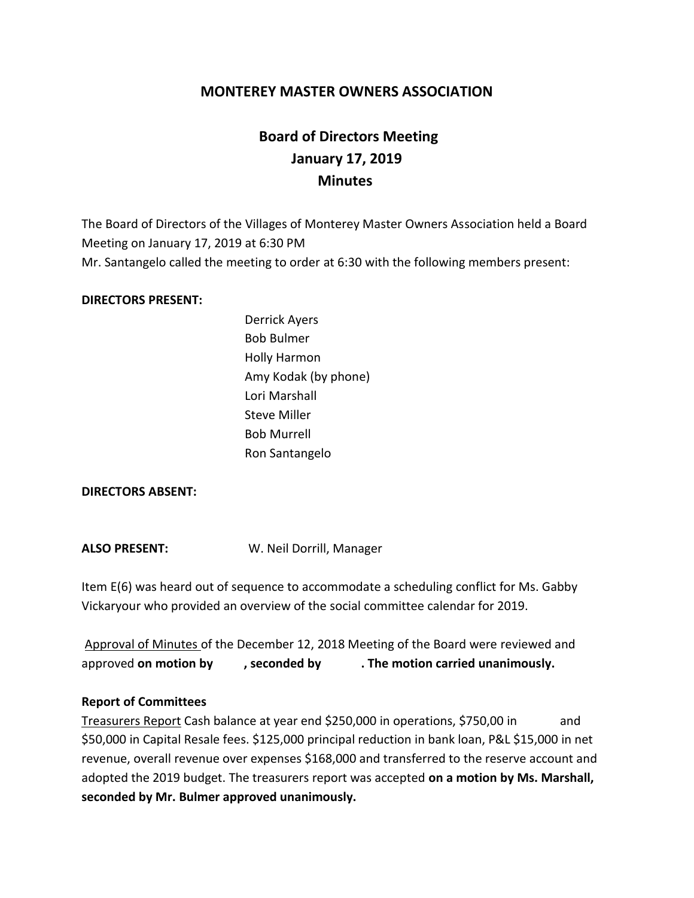## MONTEREY MASTER OWNERS ASSOCIATION

### Board of Directors Meeting
### January 17, 2019
### Minutes

The Board of Directors of the Villages of Monterey Master Owners Association held a Board Meeting on January 17, 2019 at 6:30 PM
Mr. Santangelo called the meeting to order at 6:30 with the following members present:

**DIRECTORS PRESENT:**

Derrick Ayers
Bob Bulmer
Holly Harmon
Amy Kodak (by phone)
Lori Marshall
Steve Miller
Bob Murrell
Ron Santangelo

**DIRECTORS ABSENT:**

**ALSO PRESENT:** W. Neil Dorrill, Manager

Item E(6) was heard out of sequence to accommodate a scheduling conflict for Ms. Gabby Vickaryour who provided an overview of the social committee calendar for 2019.

Approval of Minutes of the December 12, 2018 Meeting of the Board were reviewed and approved **on motion by , seconded by . The motion carried unanimously.**

**Report of Committees**

Treasurers Report Cash balance at year end $250,000 in operations, $750,00 in and $50,000 in Capital Resale fees. $125,000 principal reduction in bank loan, P&L $15,000 in net revenue, overall revenue over expenses $168,000 and transferred to the reserve account and adopted the 2019 budget. The treasurers report was accepted **on a motion by Ms. Marshall, seconded by Mr. Bulmer approved unanimously.**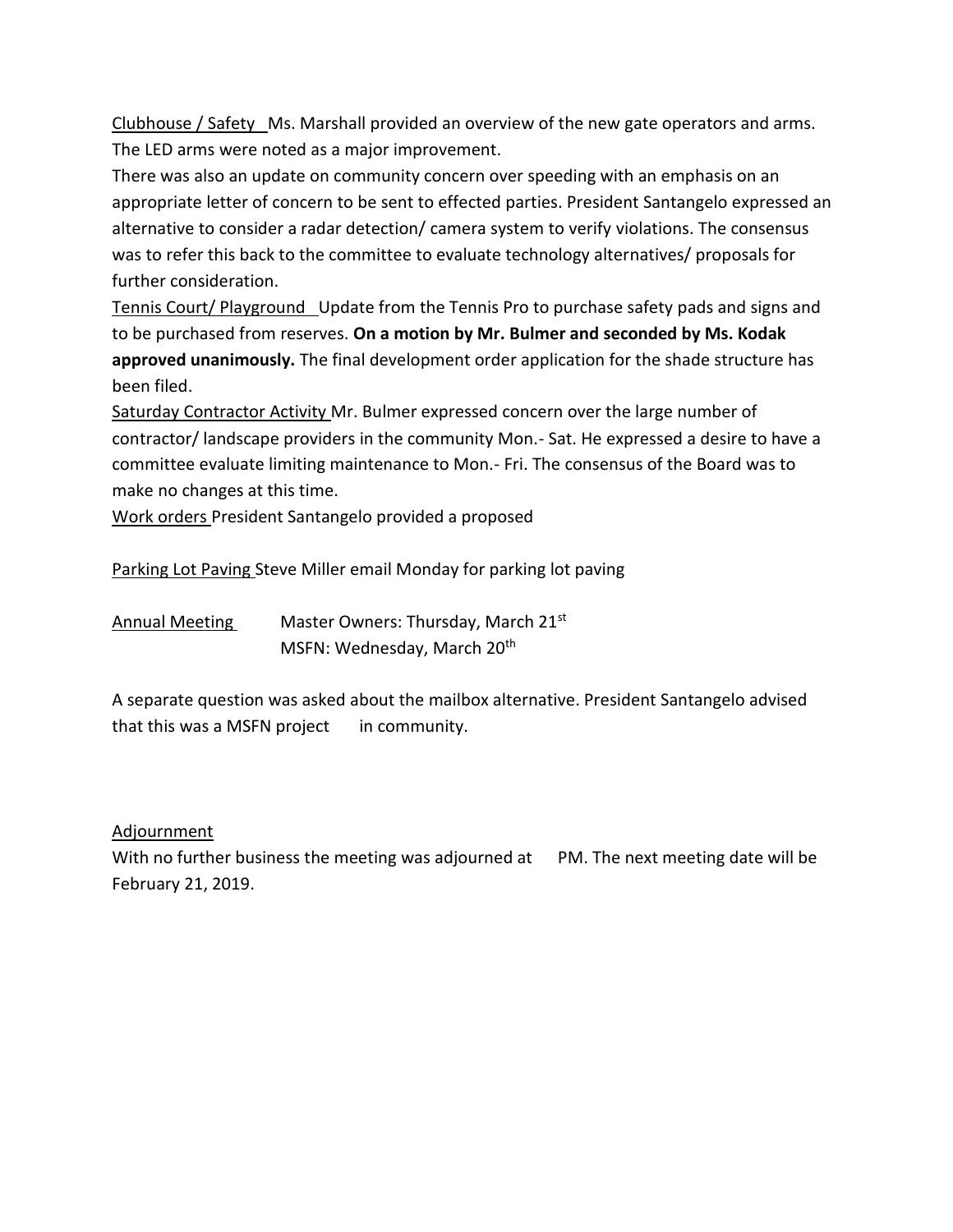Clubhouse / Safety Ms. Marshall provided an overview of the new gate operators and arms. The LED arms were noted as a major improvement.

There was also an update on community concern over speeding with an emphasis on an appropriate letter of concern to be sent to effected parties. President Santangelo expressed an alternative to consider a radar detection/ camera system to verify violations. The consensus was to refer this back to the committee to evaluate technology alternatives/ proposals for further consideration.

Tennis Court/ Playground Update from the Tennis Pro to purchase safety pads and signs and to be purchased from reserves. **On a motion by Mr. Bulmer and seconded by Ms. Kodak approved unanimously.** The final development order application for the shade structure has been filed.

Saturday Contractor Activity Mr. Bulmer expressed concern over the large number of contractor/ landscape providers in the community Mon.- Sat. He expressed a desire to have a committee evaluate limiting maintenance to Mon.- Fri. The consensus of the Board was to make no changes at this time.

Work orders President Santangelo provided a proposed

Parking Lot Paving Steve Miller email Monday for parking lot paving

Annual Meeting Master Owners: Thursday, March 21st
MSFN: Wednesday, March 20th

A separate question was asked about the mailbox alternative. President Santangelo advised that this was a MSFN project in community.

Adjournment

With no further business the meeting was adjourned at PM. The next meeting date will be February 21, 2019.